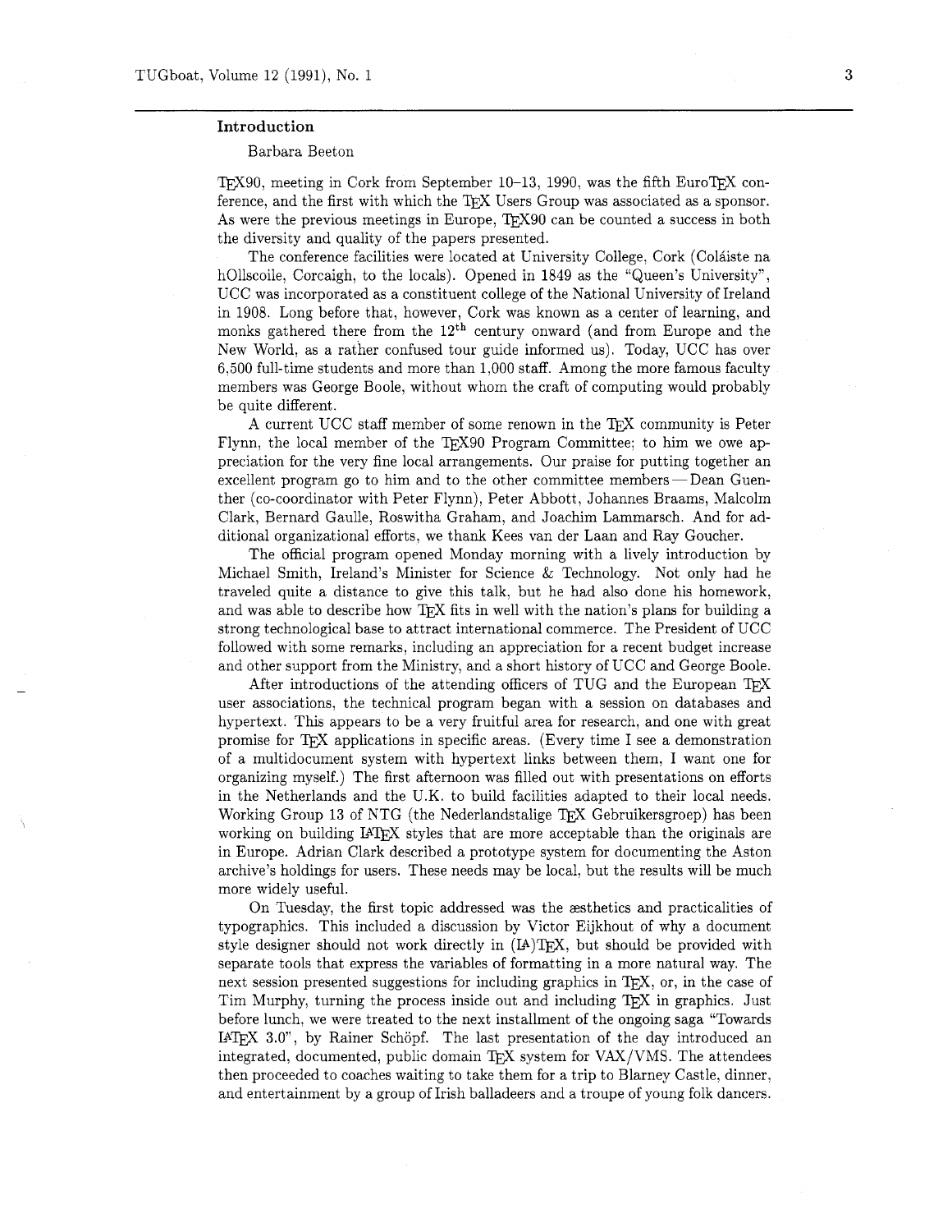## Introduction

Barbara Beeton

TeX90, meeting in Cork from September 10–13, 1990, was the fifth EuroTeX conference, and the first with which the TeX Users Group was associated as a sponsor. As were the previous meetings in Europe, TeX90 can be counted a success in both the diversity and quality of the papers presented.

The conference facilities were located at University College, Cork (Coláiste na hOllscoile, Corcaigh, to the locals). Opened in 1849 as the "Queen's University", UCC was incorporated as a constituent college of the National University of Ireland in 1908. Long before that, however, Cork was known as a center of learning, and monks gathered there from the 12$^{\text{th}}$ century onward (and from Europe and the New World, as a rather confused tour guide informed us). Today, UCC has over 6,500 full-time students and more than 1,000 staff. Among the more famous faculty members was George Boole, without whom the craft of computing would probably be quite different.

A current UCC staff member of some renown in the TeX community is Peter Flynn, the local member of the TeX90 Program Committee; to him we owe appreciation for the very fine local arrangements. Our praise for putting together an excellent program go to him and to the other committee members — Dean Guenther (co-coordinator with Peter Flynn), Peter Abbott, Johannes Braams, Malcolm Clark, Bernard Gaulle, Roswitha Graham, and Joachim Lammarsch. And for additional organizational efforts, we thank Kees van der Laan and Ray Goucher.

The official program opened Monday morning with a lively introduction by Michael Smith, Ireland's Minister for Science & Technology. Not only had he traveled quite a distance to give this talk, but he had also done his homework, and was able to describe how TeX fits in well with the nation's plans for building a strong technological base to attract international commerce. The President of UCC followed with some remarks, including an appreciation for a recent budget increase and other support from the Ministry, and a short history of UCC and George Boole.

After introductions of the attending officers of TUG and the European TeX user associations, the technical program began with a session on databases and hypertext. This appears to be a very fruitful area for research, and one with great promise for TeX applications in specific areas. (Every time I see a demonstration of a multidocument system with hypertext links between them, I want one for organizing myself.) The first afternoon was filled out with presentations on efforts in the Netherlands and the U.K. to build facilities adapted to their local needs. Working Group 13 of NTG (the Nederlandstalige TeX Gebruikersgroep) has been working on building LaTeX styles that are more acceptable than the originals are in Europe. Adrian Clark described a prototype system for documenting the Aston archive's holdings for users. These needs may be local, but the results will be much more widely useful.

On Tuesday, the first topic addressed was the æsthetics and practicalities of typographics. This included a discussion by Victor Eijkhout of why a document style designer should not work directly in (La)TeX, but should be provided with separate tools that express the variables of formatting in a more natural way. The next session presented suggestions for including graphics in TeX, or, in the case of Tim Murphy, turning the process inside out and including TeX in graphics. Just before lunch, we were treated to the next installment of the ongoing saga "Towards LaTeX 3.0", by Rainer Schöpf. The last presentation of the day introduced an integrated, documented, public domain TeX system for VAX/VMS. The attendees then proceeded to coaches waiting to take them for a trip to Blarney Castle, dinner, and entertainment by a group of Irish balladeers and a troupe of young folk dancers.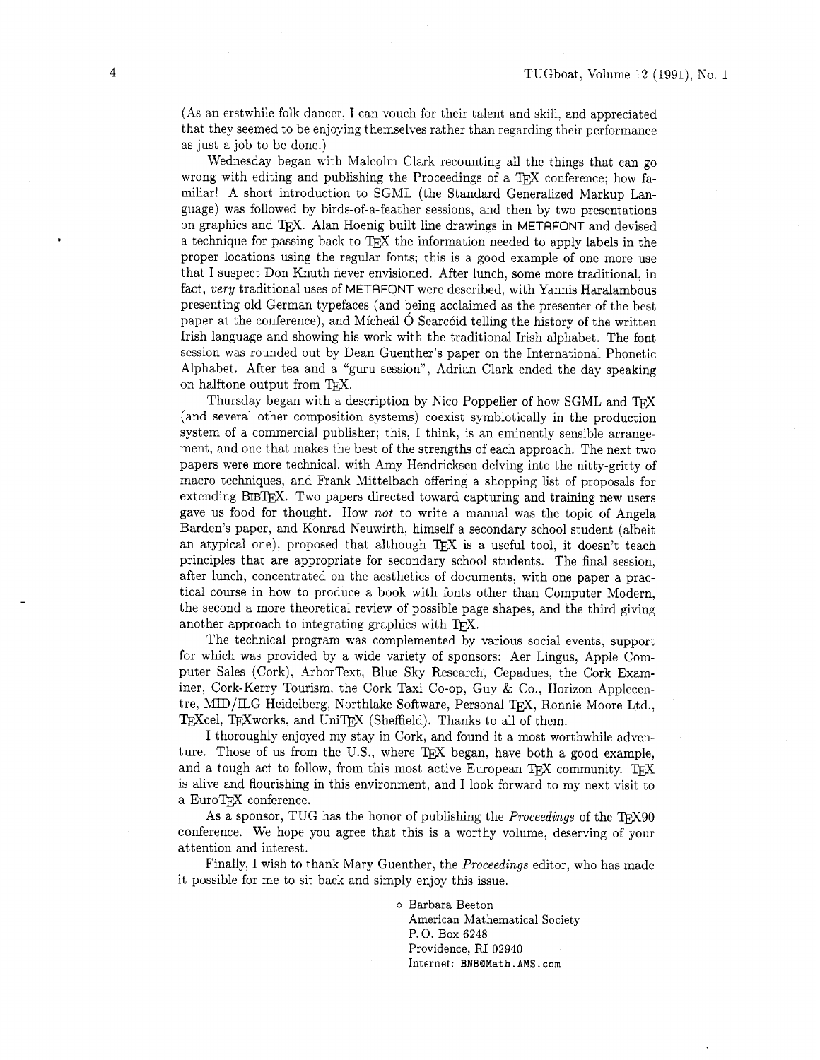(As an erstwhile folk dancer, I can vouch for their talent and skill, and appreciated that they seemed to be enjoying themselves rather than regarding their performance as just a job to be done.)

Wednesday began with Malcolm Clark recounting all the things that can go wrong with editing and publishing the Proceedings of a TEX conference; how familiar! A short introduction to SGML (the Standard Generalized Markup Language) was followed by birds-of-a-feather sessions, and then by two presentations on graphics and TEX. Alan Hoenig built line drawings in METAFONT and devised a technique for passing back to TEX the information needed to apply labels in the proper locations using the regular fonts; this is a good example of one more use that I suspect Don Knuth never envisioned. After lunch, some more traditional, in fact, *very* traditional uses of METAFONT were described, with Yannis Haralambous presenting old German typefaces (and being acclaimed as the presenter of the best paper at the conference), and Mícheál Ó Searcóid telling the history of the written Irish language and showing his work with the traditional Irish alphabet. The font session was rounded out by Dean Guenther's paper on the International Phonetic Alphabet. After tea and a "guru session", Adrian Clark ended the day speaking on halftone output from TEX.

Thursday began with a description by Nico Poppelier of how SGML and TEX (and several other composition systems) coexist symbiotically in the production system of a commercial publisher; this, I think, is an eminently sensible arrangement, and one that makes the best of the strengths of each approach. The next two papers were more technical, with Amy Hendricksen delving into the nitty-gritty of macro techniques, and Frank Mittelbach offering a shopping list of proposals for extending BIBTEX. Two papers directed toward capturing and training new users gave us food for thought. How *not* to write a manual was the topic of Angela Barden's paper, and Konrad Neuwirth, himself a secondary school student (albeit an atypical one), proposed that although TEX is a useful tool, it doesn't teach principles that are appropriate for secondary school students. The final session, after lunch, concentrated on the aesthetics of documents, with one paper a practical course in how to produce a book with fonts other than Computer Modern, the second a more theoretical review of possible page shapes, and the third giving another approach to integrating graphics with TEX.

The technical program was complemented by various social events, support for which was provided by a wide variety of sponsors: Aer Lingus, Apple Computer Sales (Cork), ArborText, Blue Sky Research, Cepadues, the Cork Examiner, Cork-Kerry Tourism, the Cork Taxi Co-op, Guy & Co., Horizon Applecentre, MID/ILG Heidelberg, Northlake Software, Personal TEX, Ronnie Moore Ltd., TEXcel, TEXworks, and UniTEX (Sheffield). Thanks to all of them.

I thoroughly enjoyed my stay in Cork, and found it a most worthwhile adventure. Those of us from the U.S., where TEX began, have both a good example, and a tough act to follow, from this most active European TEX community. TEX is alive and flourishing in this environment, and I look forward to my next visit to a EuroTEX conference.

As a sponsor, TUG has the honor of publishing the *Proceedings* of the TEX90 conference. We hope you agree that this is a worthy volume, deserving of your attention and interest.

Finally, I wish to thank Mary Guenther, the *Proceedings* editor, who has made it possible for me to sit back and simply enjoy this issue.

◇ Barbara Beeton
American Mathematical Society
P. O. Box 6248
Providence, RI 02940
Internet: `BNB@Math.AMS.com`